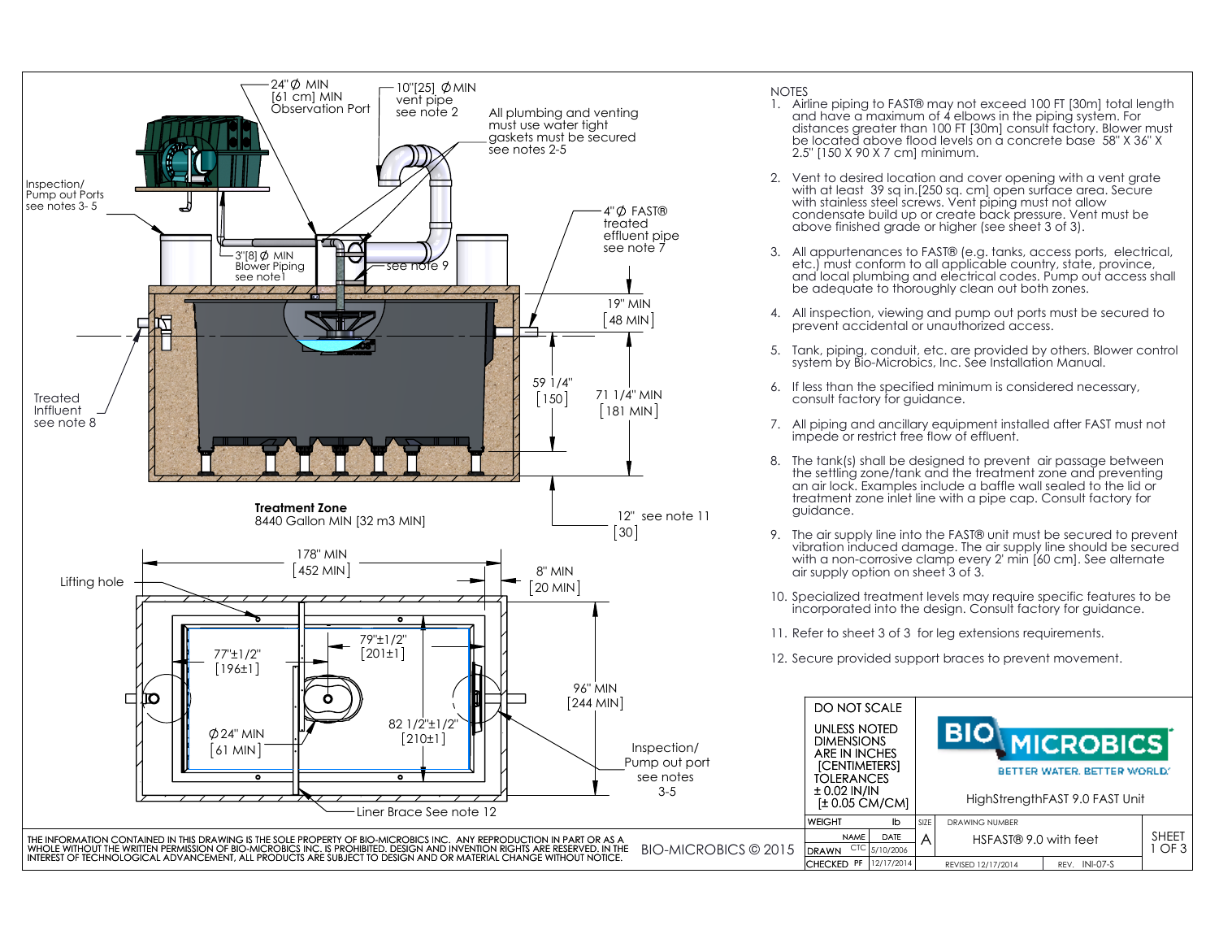24"Ø MIN
[61 cm] MIN
Observation Port

10"[25] Ø MIN
vent pipe
see note 2

All plumbing and venting must use water tight gaskets must be secured see notes 2-5

Inspection/
Pump out Ports
see notes 3- 5

4"Ø FAST®
treated
effluent pipe
see note 7

3"[8] Ø MIN
Blower Piping
see note1

see note 9

19" MIN
[48 MIN]

59 1/4"
[150]

71 1/4" MIN
[181 MIN]

Treated
Influent
see note 8

**Treatment Zone**
8440 Gallon MIN [32 m3 MIN]

12" see note 11
[30]

178" MIN
[452 MIN]

8" MIN
[20 MIN]

Lifting hole

77"±1/2"
[196±1]

79"±1/2"
[201±1]

96" MIN
[244 MIN]

82 1/2"±1/2"
[210±1]

Ø24" MIN
[61 MIN]

Inspection/
Pump out port
see notes
3-5

Liner Brace See note 12

NOTES

1. Airline piping to FAST® may not exceed 100 FT [30m] total length and have a maximum of 4 elbows in the piping system. For distances greater than 100 FT [30m] consult factory. Blower must be located above flood levels on a concrete base 58" X 36" X 2.5" [150 X 90 X 7 cm] minimum.
2. Vent to desired location and cover opening with a vent grate with at least 39 sq in.[250 sq. cm] open surface area. Secure with stainless steel screws. Vent piping must not allow condensate build up or create back pressure. Vent must be above finished grade or higher (see sheet 3 of 3).
3. All appurtenances to FAST® (e.g. tanks, access ports, electrical, etc.) must conform to all applicable country, state, province, and local plumbing and electrical codes. Pump out access shall be adequate to thoroughly clean out both zones.
4. All inspection, viewing and pump out ports must be secured to prevent accidental or unauthorized access.
5. Tank, piping, conduit, etc. are provided by others. Blower control system by Bio-Microbics, Inc. See Installation Manual.
6. If less than the specified minimum is considered necessary, consult factory for guidance.
7. All piping and ancillary equipment installed after FAST must not impede or restrict free flow of effluent.
8. The tank(s) shall be designed to prevent air passage between the settling zone/tank and the treatment zone and preventing an air lock. Examples include a baffle wall sealed to the lid or treatment zone inlet line with a pipe cap. Consult factory for guidance.
9. The air supply line into the FAST® unit must be secured to prevent vibration induced damage. The air supply line should be secured with a non-corrosive clamp every 2' min [60 cm]. See alternate air supply option on sheet 3 of 3.
10. Specialized treatment levels may require specific features to be incorporated into the design. Consult factory for guidance.
11. Refer to sheet 3 of 3 for leg extensions requirements.
12. Secure provided support braces to prevent movement.

DO NOT SCALE

UNLESS NOTED DIMENSIONS ARE IN INCHES [CENTIMETERS] TOLERANCES ± 0.02 IN/IN [± 0.05 CM/CM]

BIO MICROBICS
BETTER WATER. BETTER WORLD.

HighStrengthFAST 9.0 FAST Unit

| WEIGHT | | lb | SIZE | DRAWING NUMBER | SHEET |
|---|---|---|---|---|---|
| | NAME | DATE | A | HSFAST® 9.0 with feet | 1 OF 3 |
| DRAWN | CTC | 5/10/2006 | | | |
| CHECKED | PF | 12/17/2014 | | REVISED 12/17/2014 REV. INI-07-S | |

THE INFORMATION CONTAINED IN THIS DRAWING IS THE SOLE PROPERTY OF BIO-MICROBICS INC. ANY REPRODUCTION IN PART OR AS A WHOLE WITHOUT THE WRITTEN PERMISSION OF BIO-MICROBICS INC. IS PROHIBITED. DESIGN AND INVENTION RIGHTS ARE RESERVED. IN THE INTEREST OF TECHNOLOGICAL ADVANCEMENT, ALL PRODUCTS ARE SUBJECT TO DESIGN AND OR MATERIAL CHANGE WITHOUT NOTICE.

BIO-MICROBICS © 2015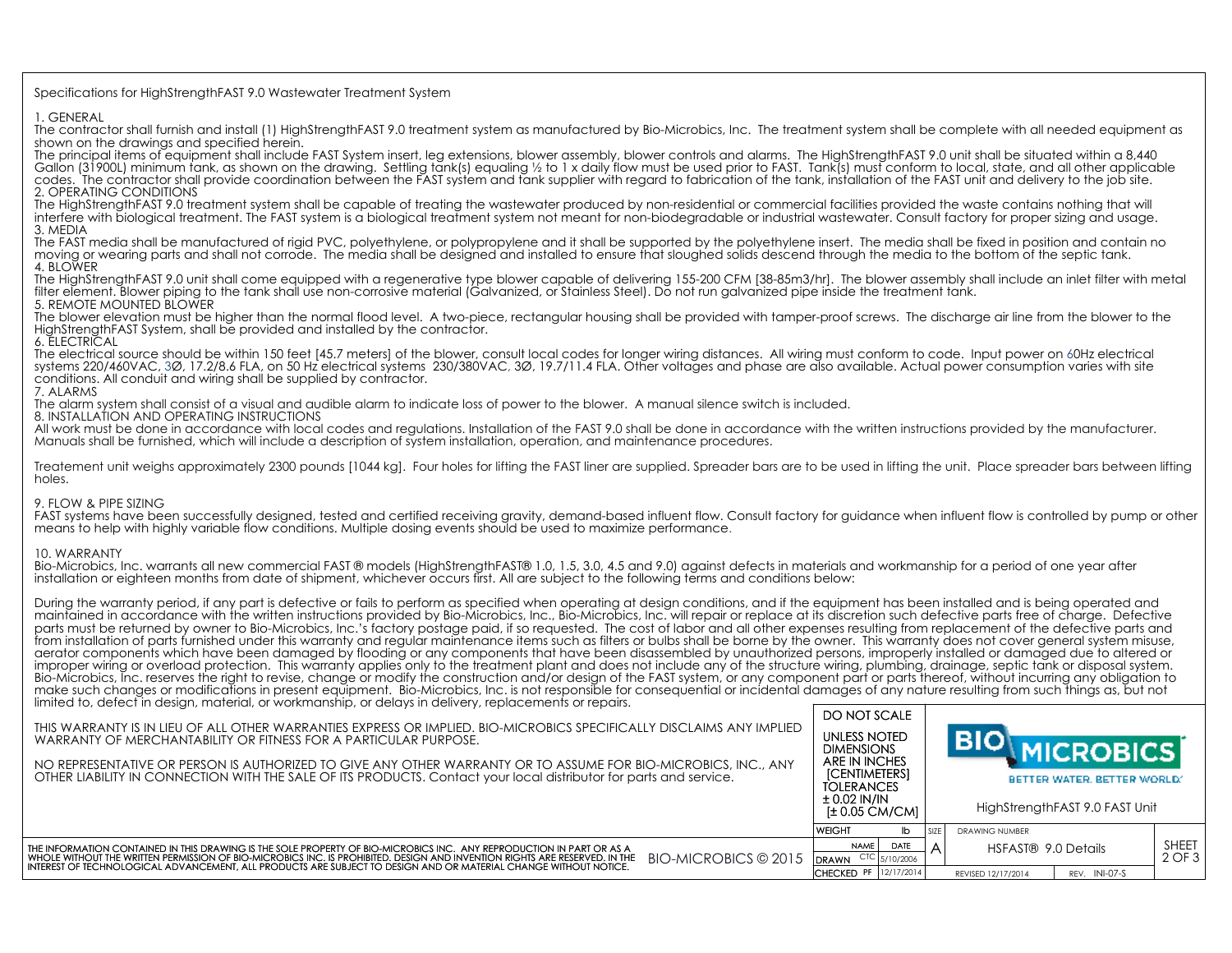Specifications for HighStrengthFAST 9.0 Wastewater Treatment System

## 1. GENERAL

The contractor shall furnish and install (1) HighStrengthFAST 9.0 treatment system as manufactured by Bio-Microbics, Inc. The treatment system shall be complete with all needed equipment as shown on the drawings and specified herein.

The principal items of equipment shall include FAST System insert, leg extensions, blower assembly, blower controls and alarms. The HighStrengthFAST 9.0 unit shall be situated within a 8,440 Gallon (31900L) minimum tank, as shown on the drawing. Settling tank(s) equaling ½ to 1 x daily flow must be used prior to FAST. Tank(s) must conform to local, state, and all other applicable codes. The contractor shall provide coordination between the FAST system and tank supplier with regard to fabrication of the tank, installation of the FAST unit and delivery to the job site.

## 2. OPERATING CONDITIONS

The HighStrengthFAST 9.0 treatment system shall be capable of treating the wastewater produced by non-residential or commercial facilities provided the waste contains nothing that will interfere with biological treatment. The FAST system is a biological treatment system not meant for non-biodegradable or industrial wastewater. Consult factory for proper sizing and usage.

## 3. MEDIA

The FAST media shall be manufactured of rigid PVC, polyethylene, or polypropylene and it shall be supported by the polyethylene insert. The media shall be fixed in position and contain no moving or wearing parts and shall not corrode. The media shall be designed and installed to ensure that sloughed solids descend through the media to the bottom of the septic tank.

## 4. BLOWER

The HighStrengthFAST 9.0 unit shall come equipped with a regenerative type blower capable of delivering 155-200 CFM [38-85m3/hr]. The blower assembly shall include an inlet filter with metal filter element. Blower piping to the tank shall use non-corrosive material (Galvanized, or Stainless Steel). Do not run galvanized pipe inside the treatment tank.

## 5. REMOTE MOUNTED BLOWER

The blower elevation must be higher than the normal flood level. A two-piece, rectangular housing shall be provided with tamper-proof screws. The discharge air line from the blower to the HighStrengthFAST System, shall be provided and installed by the contractor.

## 6. ELECTRICAL

The electrical source should be within 150 feet [45.7 meters] of the blower, consult local codes for longer wiring distances. All wiring must conform to code. Input power on 60Hz electrical systems 220/460VAC, 3Ø, 17.2/8.6 FLA, on 50 Hz electrical systems 230/380VAC, 3Ø, 19.7/11.4 FLA. Other voltages and phase are also available. Actual power consumption varies with site conditions. All conduit and wiring shall be supplied by contractor.

## 7. ALARMS

The alarm system shall consist of a visual and audible alarm to indicate loss of power to the blower. A manual silence switch is included.

## 8. INSTALLATION AND OPERATING INSTRUCTIONS

All work must be done in accordance with local codes and regulations. Installation of the FAST 9.0 shall be done in accordance with the written instructions provided by the manufacturer. Manuals shall be furnished, which will include a description of system installation, operation, and maintenance procedures.

Treatement unit weighs approximately 2300 pounds [1044 kg]. Four holes for lifting the FAST liner are supplied. Spreader bars are to be used in lifting the unit. Place spreader bars between lifting holes.

## 9. FLOW & PIPE SIZING

FAST systems have been successfully designed, tested and certified receiving gravity, demand-based influent flow. Consult factory for guidance when influent flow is controlled by pump or other means to help with highly variable flow conditions. Multiple dosing events should be used to maximize performance.

## 10. WARRANTY

Bio-Microbics, Inc. warrants all new commercial FAST ® models (HighStrengthFAST® 1.0, 1.5, 3.0, 4.5 and 9.0) against defects in materials and workmanship for a period of one year after installation or eighteen months from date of shipment, whichever occurs first. All are subject to the following terms and conditions below:

During the warranty period, if any part is defective or fails to perform as specified when operating at design conditions, and if the equipment has been installed and is being operated and maintained in accordance with the written instructions provided by Bio-Microbics, Inc., Bio-Microbics, Inc. will repair or replace at its discretion such defective parts free of charge. Defective parts must be returned by owner to Bio-Microbics, Inc.'s factory postage paid, if so requested. The cost of labor and all other expenses resulting from replacement of the defective parts and from installation of parts furnished under this warranty and regular maintenance items such as filters or bulbs shall be borne by the owner. This warranty does not cover general system misuse, aerator components which have been damaged by flooding or any components that have been disassembled by unauthorized persons, improperly installed or damaged due to altered or improper wiring or overload protection. This warranty applies only to the treatment plant and does not include any of the structure wiring, plumbing, drainage, septic tank or disposal system. Bio-Microbics, Inc. reserves the right to revise, change or modify the construction and/or design of the FAST system, or any component part or parts thereof, without incurring any obligation to make such changes or modifications in present equipment. Bio-Microbics, Inc. is not responsible for consequential or incidental damages of any nature resulting from such things as, but not limited to, defect in design, material, or workmanship, or delays in delivery, replacements or repairs.

THIS WARRANTY IS IN LIEU OF ALL OTHER WARRANTIES EXPRESS OR IMPLIED. BIO-MICROBICS SPECIFICALLY DISCLAIMS ANY IMPLIED WARRANTY OF MERCHANTABILITY OR FITNESS FOR A PARTICULAR PURPOSE.

NO REPRESENTATIVE OR PERSON IS AUTHORIZED TO GIVE ANY OTHER WARRANTY OR TO ASSUME FOR BIO-MICROBICS, INC., ANY OTHER LIABILITY IN CONNECTION WITH THE SALE OF ITS PRODUCTS. Contact your local distributor for parts and service.

DO NOT SCALE

UNLESS NOTED DIMENSIONS ARE IN INCHES [CENTIMETERS] TOLERANCES ± 0.02 IN/IN [± 0.05 CM/CM]

BIO MICROBICS — BETTER WATER. BETTER WORLD.

HighStrengthFAST 9.0 FAST Unit

THE INFORMATION CONTAINED IN THIS DRAWING IS THE SOLE PROPERTY OF BIO-MICROBICS INC. ANY REPRODUCTION IN PART OR AS A WHOLE WITHOUT THE WRITTEN PERMISSION OF BIO-MICROBICS INC. IS PROHIBITED. DESIGN AND INVENTION RIGHTS ARE RESERVED. IN THE INTEREST OF TECHNOLOGICAL ADVANCEMENT, ALL PRODUCTS ARE SUBJECT TO DESIGN AND OR MATERIAL CHANGE WITHOUT NOTICE.

BIO-MICROBICS © 2015

| WEIGHT | lb | SIZE | DRAWING NUMBER | | SHEET |
|---|---|---|---|---|---|
| NAME | DATE | A | HSFAST® 9.0 Details | | 2 OF 3 |
| DRAWN CTC | 5/10/2006 | | | | |
| CHECKED PF | 12/17/2014 | | REVISED 12/17/2014 | REV. INI-07-S | |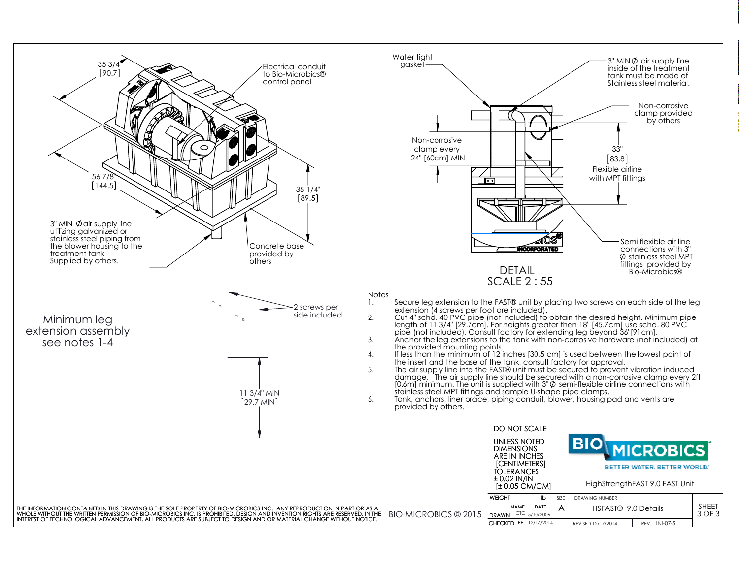35 3/4
[90.7]

Electrical conduit to Bio-Microbics® control panel

56 7/8
[144.5]

35 1/4"
[89.5]

3" MIN Ø air supply line utilizing galvanized or stainless steel piping from the blower housing to the treatment tank Supplied by others.

Concrete base provided by others

Water tight gasket

3" MIN Ø air supply line inside of the treatment tank must be made of Stainless steel material.

Non-corrosive clamp provided by others

Non-corrosive clamp every 24" [60cm] MIN

33"
[83.8]

Flexible airline with MPT fittings

Semi flexible air line connections with 3" Ø stainless steel MPT fittings provided by Bio-Microbics®

DETAIL
SCALE 2 : 55

Minimum leg extension assembly see notes 1-4

2 screws per side included

11 3/4" MIN
[29.7 MIN]

Notes

1. Secure leg extension to the FAST® unit by placing two screws on each side of the leg extension (4 screws per foot are included).
2. Cut 4" schd. 40 PVC pipe (not included) to obtain the desired height. Minimum pipe length of 11 3/4" [29.7cm]. For heights greater then 18" [45.7cm] use schd. 80 PVC pipe (not included). Consult factory for extending leg beyond 36"[91cm].
3. Anchor the leg extensions to the tank with non-corrosive hardware (not included) at the provided mounting points.
4. If less than the minimum of 12 inches [30.5 cm] is used between the lowest point of the insert and the base of the tank, consult factory for approval.
5. The air supply line into the FAST® unit must be secured to prevent vibration induced damage. The air supply line should be secured with a non-corrosive clamp every 2ft [0.6m] minimum. The unit is supplied with 3"Ø semi-flexible airline connections with stainless steel MPT fittings and sample U-shape pipe clamps.
6. Tank, anchors, liner brace, piping conduit, blower, housing pad and vents are provided by others.

DO NOT SCALE

UNLESS NOTED DIMENSIONS ARE IN INCHES [CENTIMETERS] TOLERANCES ± 0.02 IN/IN [± 0.05 CM/CM]

BIO MICROBICS
BETTER WATER. BETTER WORLD.

HighStrengthFAST 9.0 FAST Unit

| WEIGHT | lb | SIZE | DRAWING NUMBER | SHEET |
|---|---|---|---|---|
| | NAME / DATE | A | HSFAST® 9.0 Details | 3 OF 3 |
| DRAWN | CTC / 5/10/2006 | | | |
| CHECKED | PF / 12/17/2014 | | REVISED 12/17/2014 / REV. INI-07-S | |

THE INFORMATION CONTAINED IN THIS DRAWING IS THE SOLE PROPERTY OF BIO-MICROBICS INC. ANY REPRODUCTION IN PART OR AS A WHOLE WITHOUT THE WRITTEN PERMISSION OF BIO-MICROBICS INC. IS PROHIBITED. DESIGN AND INVENTION RIGHTS ARE RESERVED. IN THE INTEREST OF TECHNOLOGICAL ADVANCEMENT, ALL PRODUCTS ARE SUBJECT TO DESIGN AND OR MATERIAL CHANGE WITHOUT NOTICE.

BIO-MICROBICS © 2015